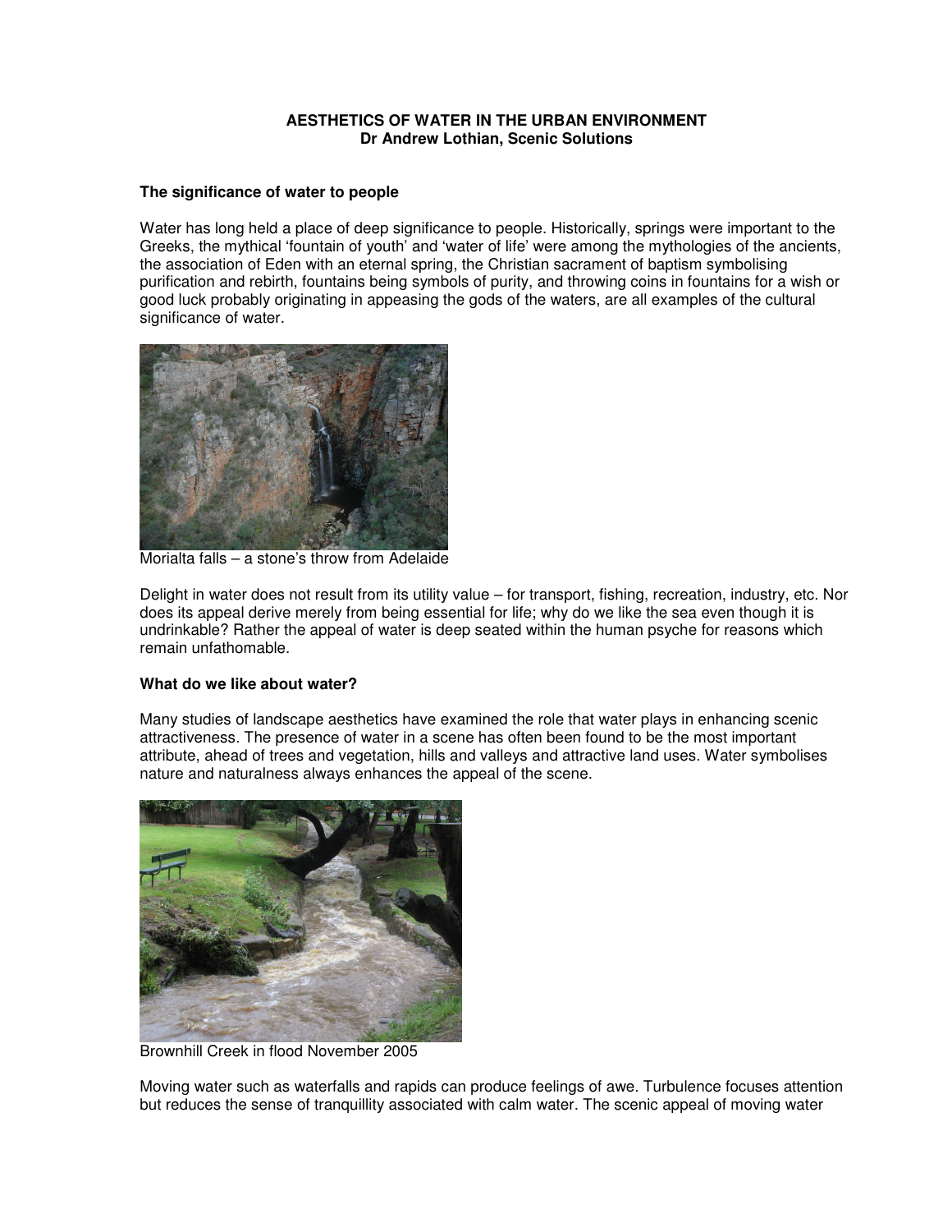**AESTHETICS OF WATER IN THE URBAN ENVIRONMENT**
**Dr Andrew Lothian, Scenic Solutions**

### The significance of water to people

Water has long held a place of deep significance to people. Historically, springs were important to the Greeks, the mythical 'fountain of youth' and 'water of life' were among the mythologies of the ancients, the association of Eden with an eternal spring, the Christian sacrament of baptism symbolising purification and rebirth, fountains being symbols of purity, and throwing coins in fountains for a wish or good luck probably originating in appeasing the gods of the waters, are all examples of the cultural significance of water.

Morialta falls – a stone's throw from Adelaide

Delight in water does not result from its utility value – for transport, fishing, recreation, industry, etc. Nor does its appeal derive merely from being essential for life; why do we like the sea even though it is undrinkable? Rather the appeal of water is deep seated within the human psyche for reasons which remain unfathomable.

### What do we like about water?

Many studies of landscape aesthetics have examined the role that water plays in enhancing scenic attractiveness. The presence of water in a scene has often been found to be the most important attribute, ahead of trees and vegetation, hills and valleys and attractive land uses. Water symbolises nature and naturalness always enhances the appeal of the scene.

Brownhill Creek in flood November 2005

Moving water such as waterfalls and rapids can produce feelings of awe. Turbulence focuses attention but reduces the sense of tranquillity associated with calm water. The scenic appeal of moving water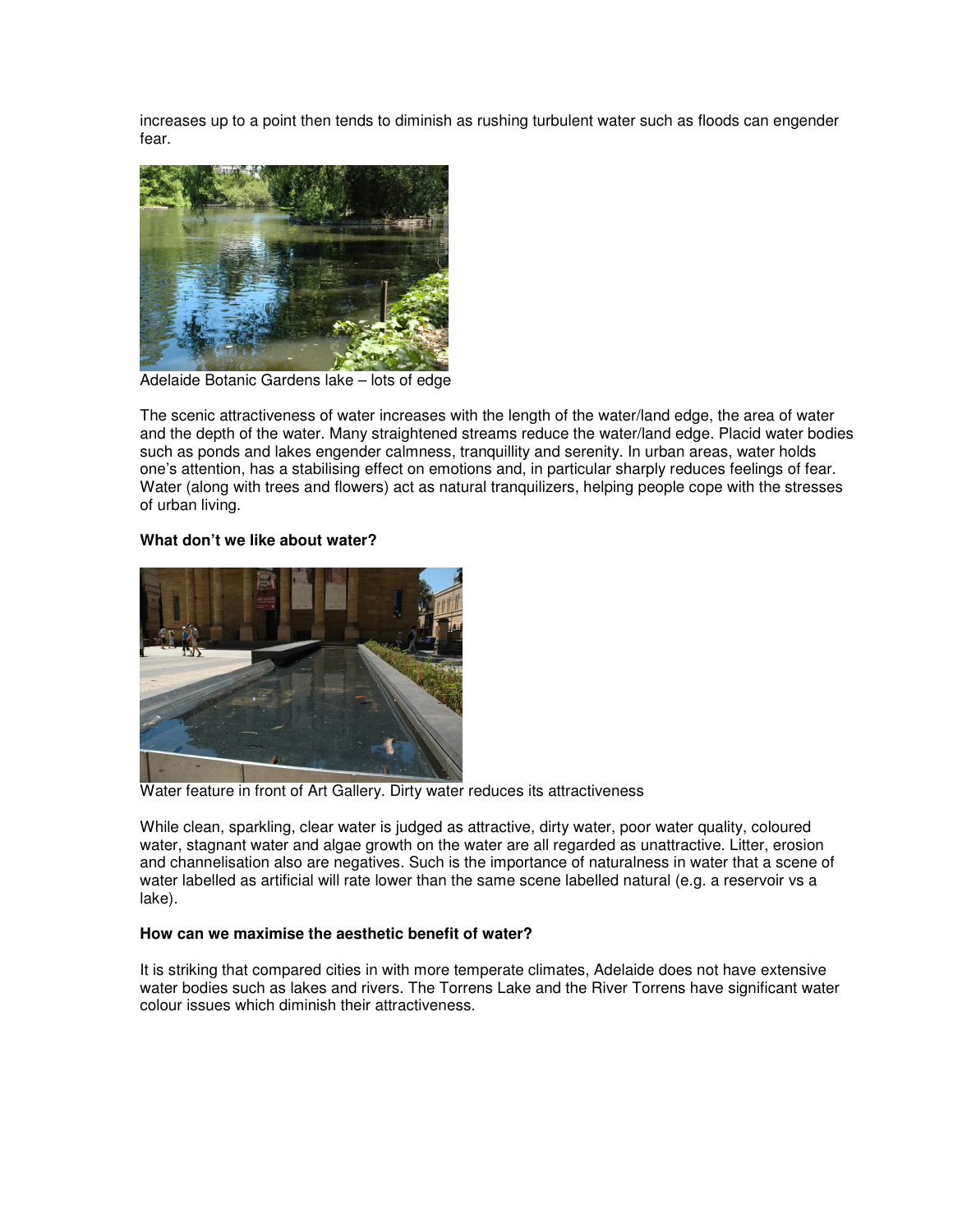increases up to a point then tends to diminish as rushing turbulent water such as floods can engender fear.

Adelaide Botanic Gardens lake – lots of edge

The scenic attractiveness of water increases with the length of the water/land edge, the area of water and the depth of the water. Many straightened streams reduce the water/land edge. Placid water bodies such as ponds and lakes engender calmness, tranquillity and serenity. In urban areas, water holds one's attention, has a stabilising effect on emotions and, in particular sharply reduces feelings of fear. Water (along with trees and flowers) act as natural tranquilizers, helping people cope with the stresses of urban living.

**What don't we like about water?**

Water feature in front of Art Gallery. Dirty water reduces its attractiveness

While clean, sparkling, clear water is judged as attractive, dirty water, poor water quality, coloured water, stagnant water and algae growth on the water are all regarded as unattractive. Litter, erosion and channelisation also are negatives. Such is the importance of naturalness in water that a scene of water labelled as artificial will rate lower than the same scene labelled natural (e.g. a reservoir vs a lake).

**How can we maximise the aesthetic benefit of water?**

It is striking that compared cities in with more temperate climates, Adelaide does not have extensive water bodies such as lakes and rivers. The Torrens Lake and the River Torrens have significant water colour issues which diminish their attractiveness.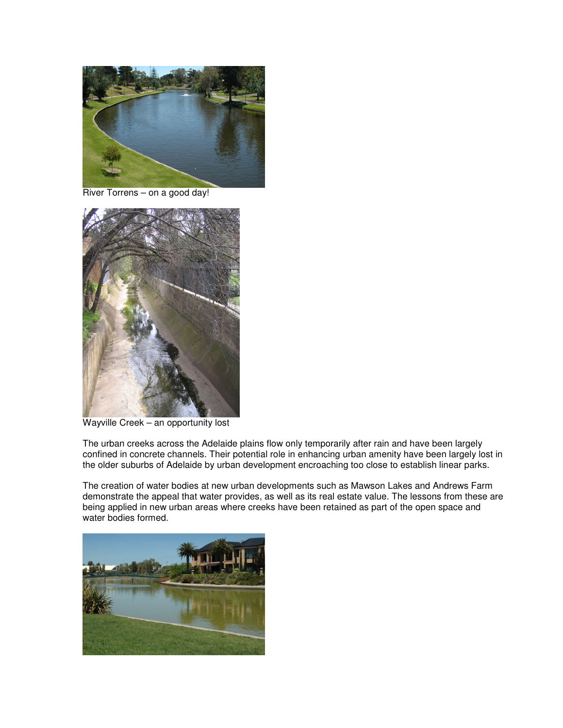River Torrens – on a good day!

Wayville Creek – an opportunity lost

The urban creeks across the Adelaide plains flow only temporarily after rain and have been largely confined in concrete channels. Their potential role in enhancing urban amenity have been largely lost in the older suburbs of Adelaide by urban development encroaching too close to establish linear parks.

The creation of water bodies at new urban developments such as Mawson Lakes and Andrews Farm demonstrate the appeal that water provides, as well as its real estate value. The lessons from these are being applied in new urban areas where creeks have been retained as part of the open space and water bodies formed.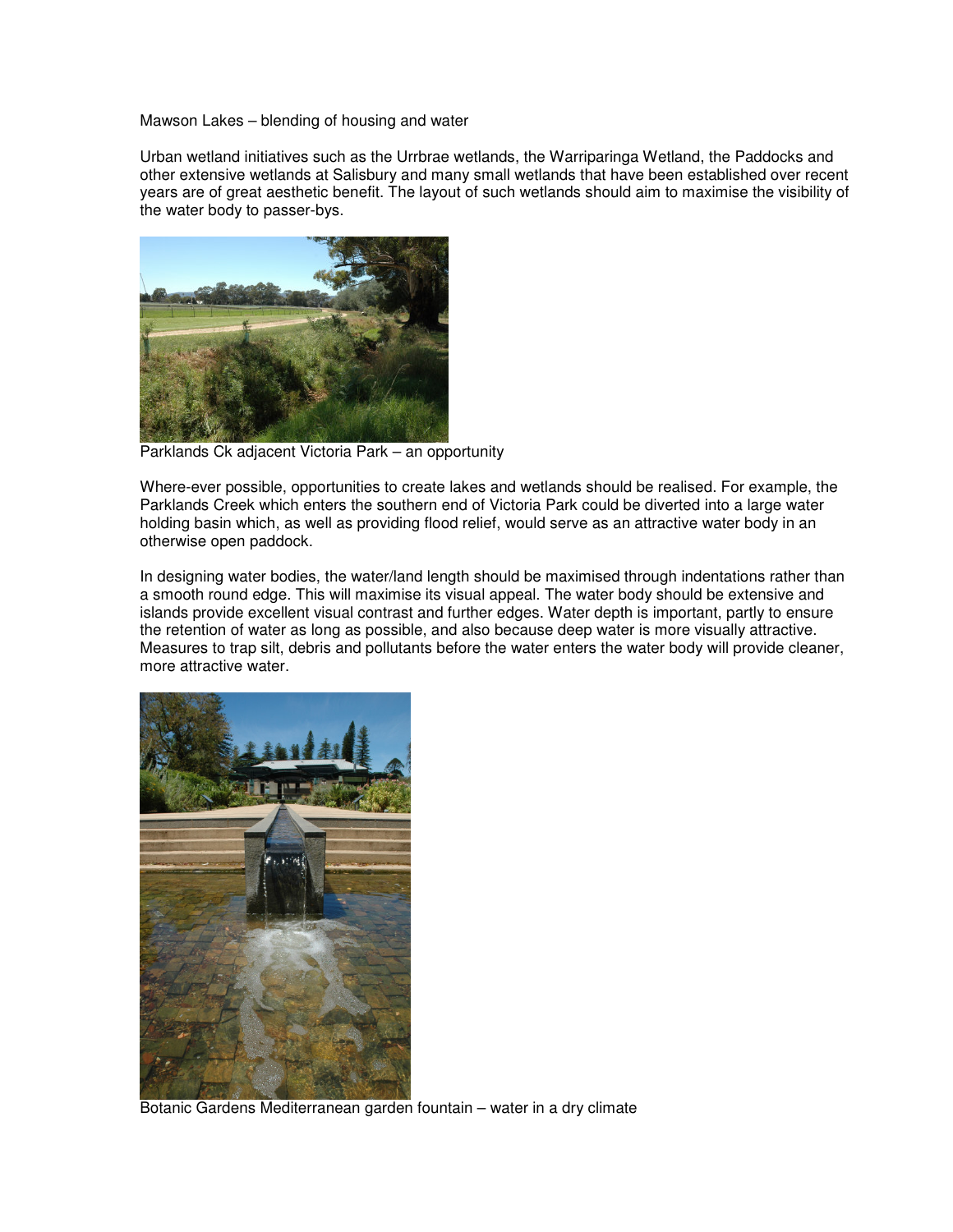Mawson Lakes – blending of housing and water

Urban wetland initiatives such as the Urrbrae wetlands, the Warriparinga Wetland, the Paddocks and other extensive wetlands at Salisbury and many small wetlands that have been established over recent years are of great aesthetic benefit. The layout of such wetlands should aim to maximise the visibility of the water body to passer-bys.

Parklands Ck adjacent Victoria Park – an opportunity

Where-ever possible, opportunities to create lakes and wetlands should be realised. For example, the Parklands Creek which enters the southern end of Victoria Park could be diverted into a large water holding basin which, as well as providing flood relief, would serve as an attractive water body in an otherwise open paddock.

In designing water bodies, the water/land length should be maximised through indentations rather than a smooth round edge. This will maximise its visual appeal. The water body should be extensive and islands provide excellent visual contrast and further edges. Water depth is important, partly to ensure the retention of water as long as possible, and also because deep water is more visually attractive. Measures to trap silt, debris and pollutants before the water enters the water body will provide cleaner, more attractive water.

Botanic Gardens Mediterranean garden fountain – water in a dry climate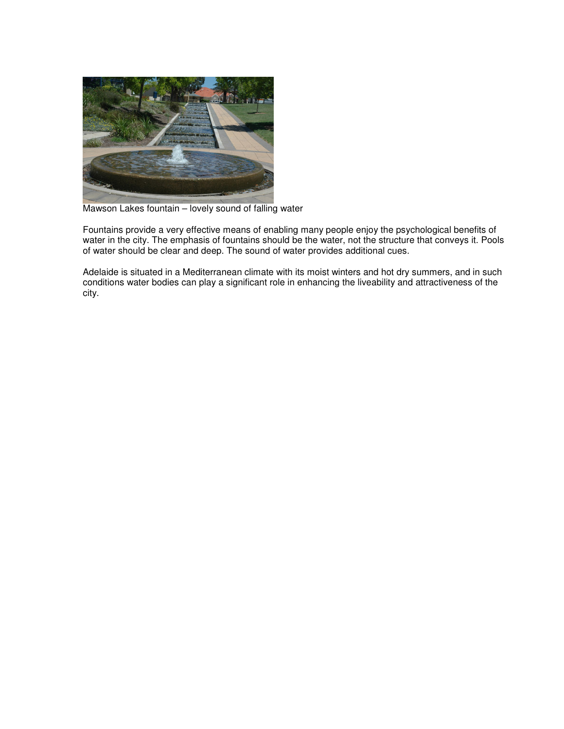Mawson Lakes fountain – lovely sound of falling water

Fountains provide a very effective means of enabling many people enjoy the psychological benefits of water in the city. The emphasis of fountains should be the water, not the structure that conveys it. Pools of water should be clear and deep. The sound of water provides additional cues.

Adelaide is situated in a Mediterranean climate with its moist winters and hot dry summers, and in such conditions water bodies can play a significant role in enhancing the liveability and attractiveness of the city.